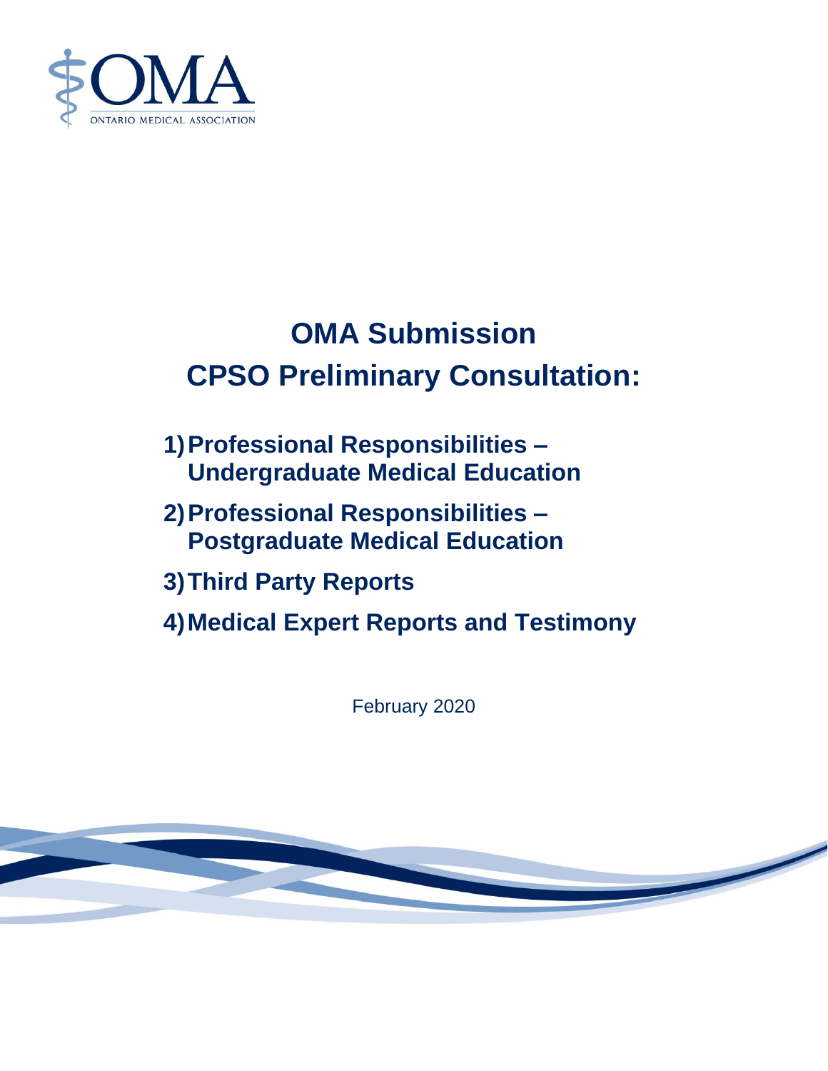OMA
ONTARIO MEDICAL ASSOCIATION

# OMA Submission
# CPSO Preliminary Consultation:

1) **Professional Responsibilities – Undergraduate Medical Education**
2) **Professional Responsibilities – Postgraduate Medical Education**
3) **Third Party Reports**
4) **Medical Expert Reports and Testimony**

February 2020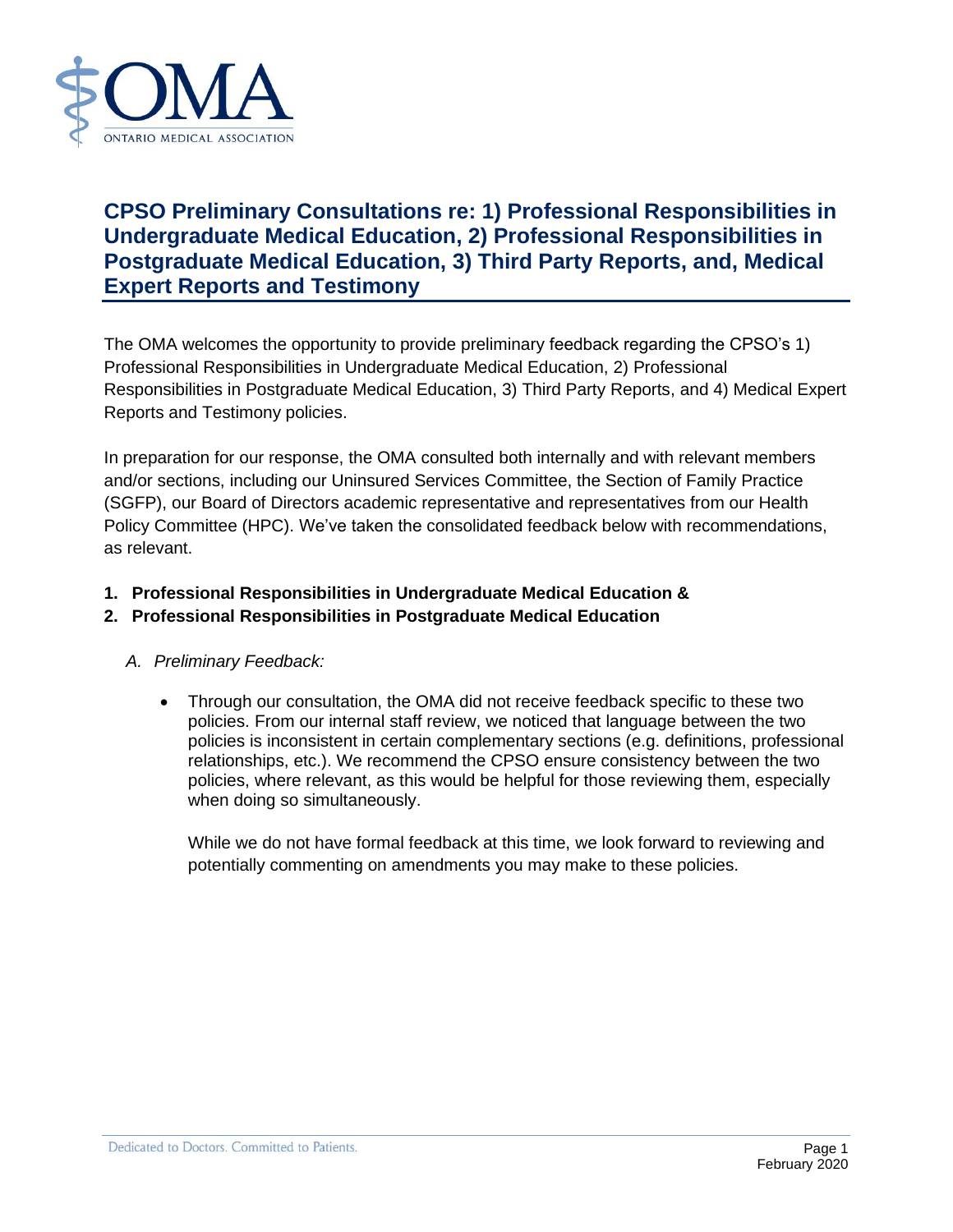# CPSO Preliminary Consultations re: 1) Professional Responsibilities in Undergraduate Medical Education, 2) Professional Responsibilities in Postgraduate Medical Education, 3) Third Party Reports, and, Medical Expert Reports and Testimony

The OMA welcomes the opportunity to provide preliminary feedback regarding the CPSO's 1) Professional Responsibilities in Undergraduate Medical Education, 2) Professional Responsibilities in Postgraduate Medical Education, 3) Third Party Reports, and 4) Medical Expert Reports and Testimony policies.

In preparation for our response, the OMA consulted both internally and with relevant members and/or sections, including our Uninsured Services Committee, the Section of Family Practice (SGFP), our Board of Directors academic representative and representatives from our Health Policy Committee (HPC). We've taken the consolidated feedback below with recommendations, as relevant.

1. **Professional Responsibilities in Undergraduate Medical Education &**
2. **Professional Responsibilities in Postgraduate Medical Education**

   A. *Preliminary Feedback:*

   - Through our consultation, the OMA did not receive feedback specific to these two policies. From our internal staff review, we noticed that language between the two policies is inconsistent in certain complementary sections (e.g. definitions, professional relationships, etc.). We recommend the CPSO ensure consistency between the two policies, where relevant, as this would be helpful for those reviewing them, especially when doing so simultaneously.

     While we do not have formal feedback at this time, we look forward to reviewing and potentially commenting on amendments you may make to these policies.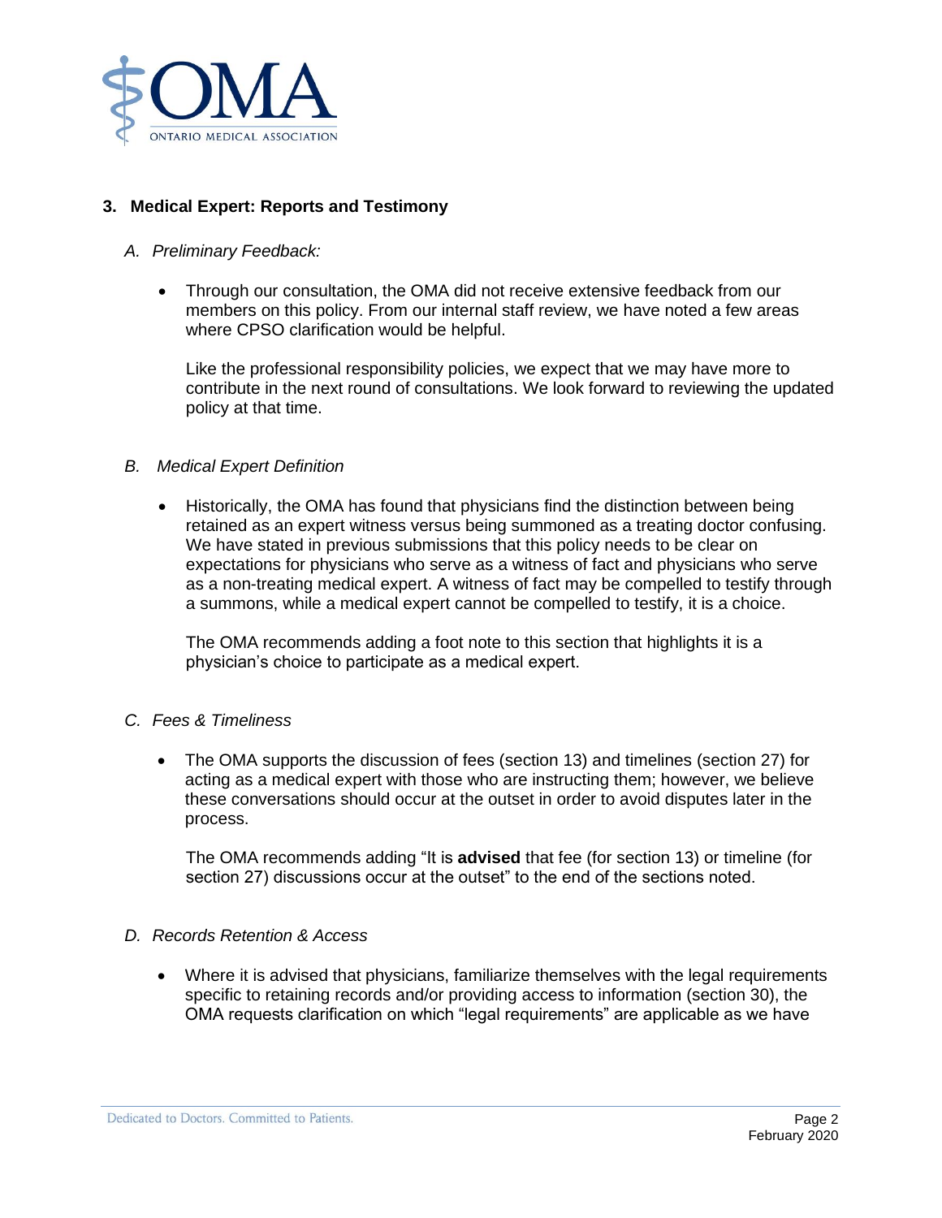## 3. Medical Expert: Reports and Testimony

### *A. Preliminary Feedback:*

- Through our consultation, the OMA did not receive extensive feedback from our members on this policy. From our internal staff review, we have noted a few areas where CPSO clarification would be helpful.

  Like the professional responsibility policies, we expect that we may have more to contribute in the next round of consultations. We look forward to reviewing the updated policy at that time.

### *B. Medical Expert Definition*

- Historically, the OMA has found that physicians find the distinction between being retained as an expert witness versus being summoned as a treating doctor confusing. We have stated in previous submissions that this policy needs to be clear on expectations for physicians who serve as a witness of fact and physicians who serve as a non-treating medical expert. A witness of fact may be compelled to testify through a summons, while a medical expert cannot be compelled to testify, it is a choice.

  The OMA recommends adding a foot note to this section that highlights it is a physician's choice to participate as a medical expert.

### *C. Fees & Timeliness*

- The OMA supports the discussion of fees (section 13) and timelines (section 27) for acting as a medical expert with those who are instructing them; however, we believe these conversations should occur at the outset in order to avoid disputes later in the process.

  The OMA recommends adding "It is **advised** that fee (for section 13) or timeline (for section 27) discussions occur at the outset" to the end of the sections noted.

### *D. Records Retention & Access*

- Where it is advised that physicians, familiarize themselves with the legal requirements specific to retaining records and/or providing access to information (section 30), the OMA requests clarification on which "legal requirements" are applicable as we have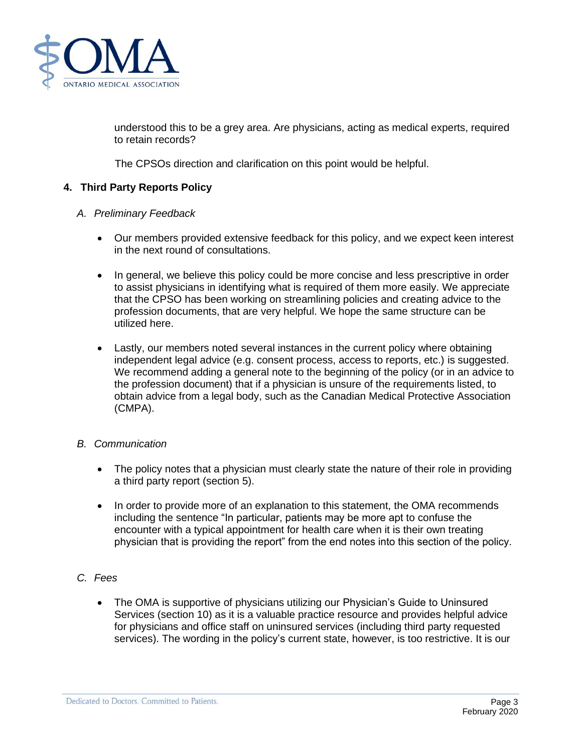understood this to be a grey area. Are physicians, acting as medical experts, required to retain records?

The CPSOs direction and clarification on this point would be helpful.

## 4. Third Party Reports Policy

### *A. Preliminary Feedback*

- Our members provided extensive feedback for this policy, and we expect keen interest in the next round of consultations.
- In general, we believe this policy could be more concise and less prescriptive in order to assist physicians in identifying what is required of them more easily. We appreciate that the CPSO has been working on streamlining policies and creating advice to the profession documents, that are very helpful. We hope the same structure can be utilized here.
- Lastly, our members noted several instances in the current policy where obtaining independent legal advice (e.g. consent process, access to reports, etc.) is suggested. We recommend adding a general note to the beginning of the policy (or in an advice to the profession document) that if a physician is unsure of the requirements listed, to obtain advice from a legal body, such as the Canadian Medical Protective Association (CMPA).

### *B. Communication*

- The policy notes that a physician must clearly state the nature of their role in providing a third party report (section 5).
- In order to provide more of an explanation to this statement, the OMA recommends including the sentence "In particular, patients may be more apt to confuse the encounter with a typical appointment for health care when it is their own treating physician that is providing the report" from the end notes into this section of the policy.

### *C. Fees*

- The OMA is supportive of physicians utilizing our Physician's Guide to Uninsured Services (section 10) as it is a valuable practice resource and provides helpful advice for physicians and office staff on uninsured services (including third party requested services). The wording in the policy's current state, however, is too restrictive. It is our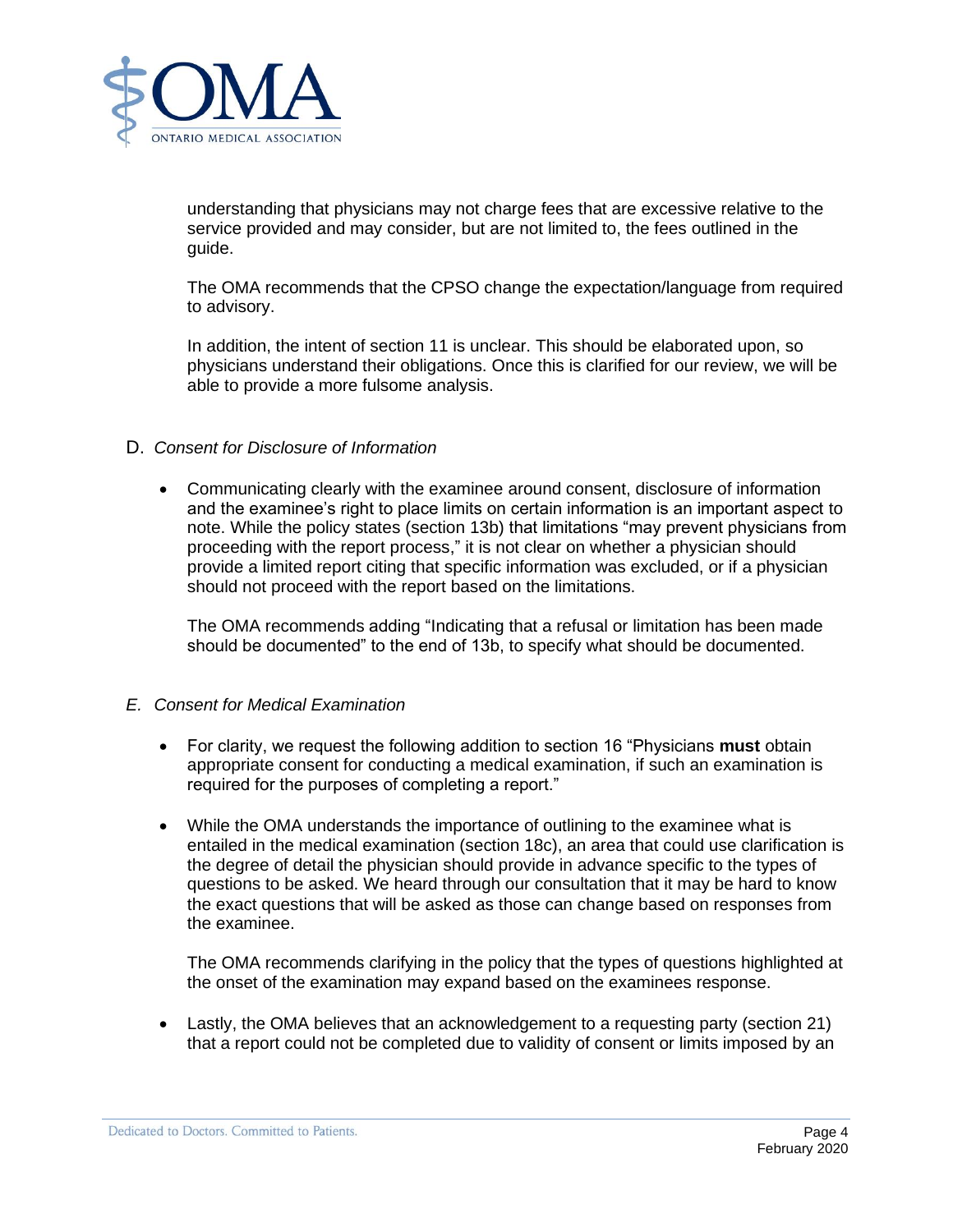understanding that physicians may not charge fees that are excessive relative to the service provided and may consider, but are not limited to, the fees outlined in the guide.

The OMA recommends that the CPSO change the expectation/language from required to advisory.

In addition, the intent of section 11 is unclear. This should be elaborated upon, so physicians understand their obligations. Once this is clarified for our review, we will be able to provide a more fulsome analysis.

D. *Consent for Disclosure of Information*

- Communicating clearly with the examinee around consent, disclosure of information and the examinee's right to place limits on certain information is an important aspect to note. While the policy states (section 13b) that limitations "may prevent physicians from proceeding with the report process," it is not clear on whether a physician should provide a limited report citing that specific information was excluded, or if a physician should not proceed with the report based on the limitations.

  The OMA recommends adding "Indicating that a refusal or limitation has been made should be documented" to the end of 13b, to specify what should be documented.

*E. Consent for Medical Examination*

- For clarity, we request the following addition to section 16 "Physicians **must** obtain appropriate consent for conducting a medical examination, if such an examination is required for the purposes of completing a report."

- While the OMA understands the importance of outlining to the examinee what is entailed in the medical examination (section 18c), an area that could use clarification is the degree of detail the physician should provide in advance specific to the types of questions to be asked. We heard through our consultation that it may be hard to know the exact questions that will be asked as those can change based on responses from the examinee.

  The OMA recommends clarifying in the policy that the types of questions highlighted at the onset of the examination may expand based on the examinees response.

- Lastly, the OMA believes that an acknowledgement to a requesting party (section 21) that a report could not be completed due to validity of consent or limits imposed by an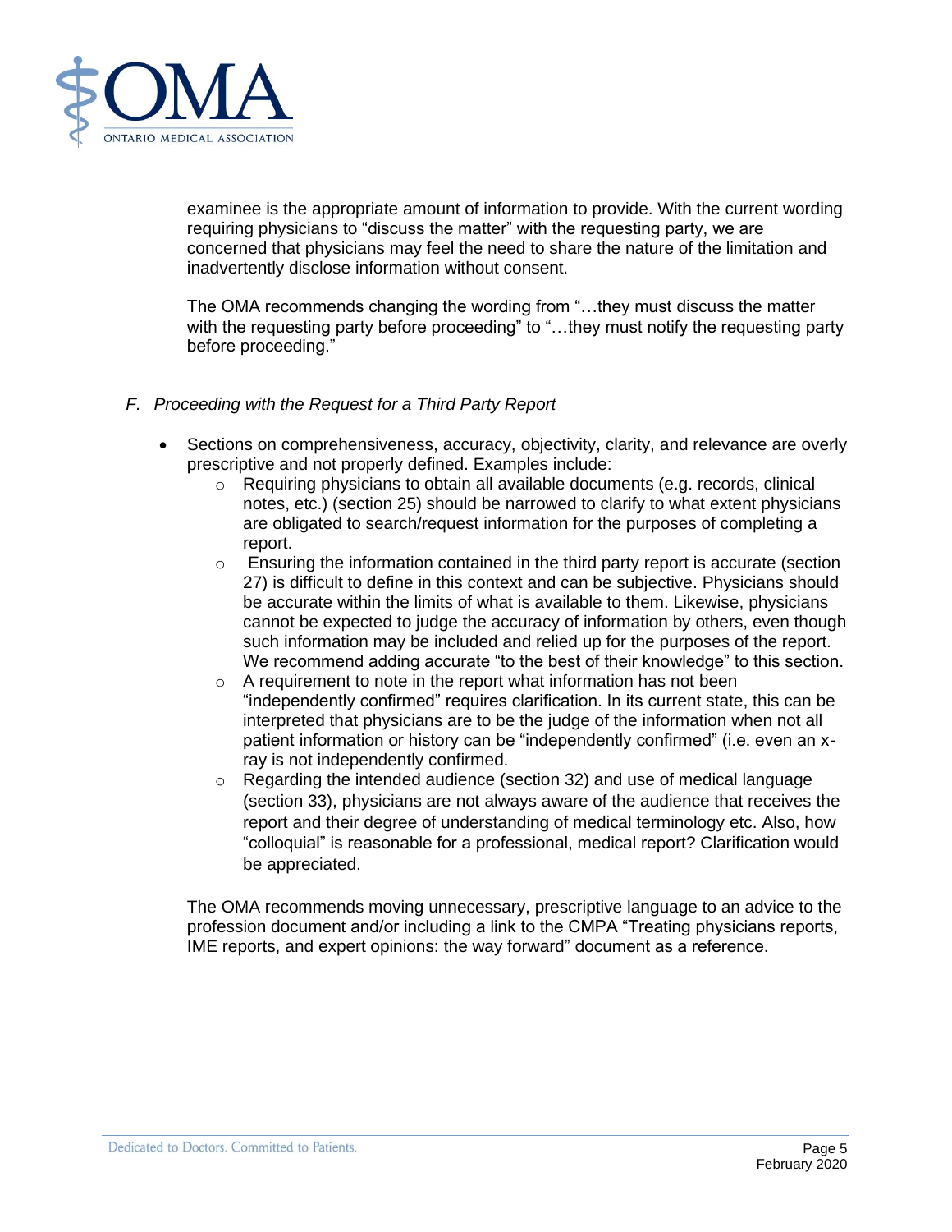examinee is the appropriate amount of information to provide. With the current wording requiring physicians to "discuss the matter" with the requesting party, we are concerned that physicians may feel the need to share the nature of the limitation and inadvertently disclose information without consent.

The OMA recommends changing the wording from "…they must discuss the matter with the requesting party before proceeding" to "…they must notify the requesting party before proceeding."

*F. Proceeding with the Request for a Third Party Report*

- Sections on comprehensiveness, accuracy, objectivity, clarity, and relevance are overly prescriptive and not properly defined. Examples include:
  - Requiring physicians to obtain all available documents (e.g. records, clinical notes, etc.) (section 25) should be narrowed to clarify to what extent physicians are obligated to search/request information for the purposes of completing a report.
  - Ensuring the information contained in the third party report is accurate (section 27) is difficult to define in this context and can be subjective. Physicians should be accurate within the limits of what is available to them. Likewise, physicians cannot be expected to judge the accuracy of information by others, even though such information may be included and relied up for the purposes of the report. We recommend adding accurate "to the best of their knowledge" to this section.
  - A requirement to note in the report what information has not been "independently confirmed" requires clarification. In its current state, this can be interpreted that physicians are to be the judge of the information when not all patient information or history can be "independently confirmed" (i.e. even an x-ray is not independently confirmed.
  - Regarding the intended audience (section 32) and use of medical language (section 33), physicians are not always aware of the audience that receives the report and their degree of understanding of medical terminology etc. Also, how "colloquial" is reasonable for a professional, medical report? Clarification would be appreciated.

The OMA recommends moving unnecessary, prescriptive language to an advice to the profession document and/or including a link to the CMPA "Treating physicians reports, IME reports, and expert opinions: the way forward" document as a reference.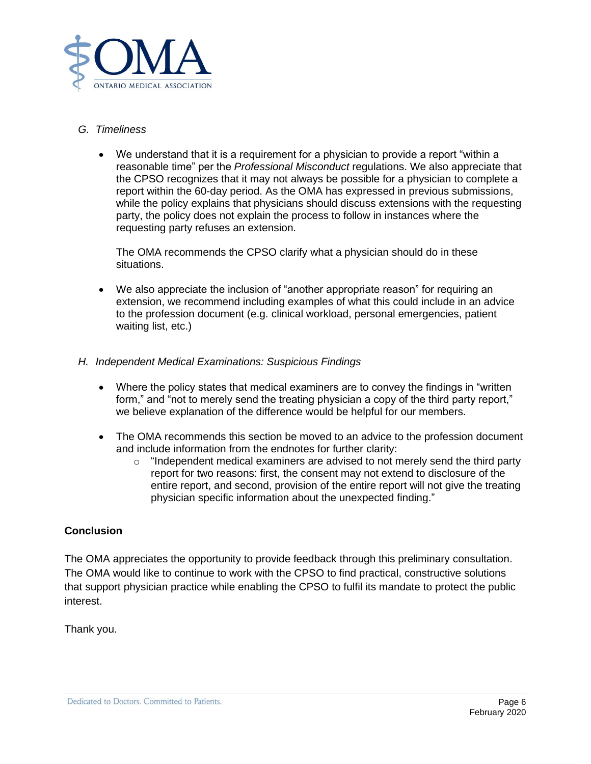*G. Timeliness*

- We understand that it is a requirement for a physician to provide a report "within a reasonable time" per the *Professional Misconduct* regulations. We also appreciate that the CPSO recognizes that it may not always be possible for a physician to complete a report within the 60-day period. As the OMA has expressed in previous submissions, while the policy explains that physicians should discuss extensions with the requesting party, the policy does not explain the process to follow in instances where the requesting party refuses an extension.

  The OMA recommends the CPSO clarify what a physician should do in these situations.

- We also appreciate the inclusion of "another appropriate reason" for requiring an extension, we recommend including examples of what this could include in an advice to the profession document (e.g. clinical workload, personal emergencies, patient waiting list, etc.)

*H. Independent Medical Examinations: Suspicious Findings*

- Where the policy states that medical examiners are to convey the findings in "written form," and "not to merely send the treating physician a copy of the third party report," we believe explanation of the difference would be helpful for our members.

- The OMA recommends this section be moved to an advice to the profession document and include information from the endnotes for further clarity:
  - "Independent medical examiners are advised to not merely send the third party report for two reasons: first, the consent may not extend to disclosure of the entire report, and second, provision of the entire report will not give the treating physician specific information about the unexpected finding."

**Conclusion**

The OMA appreciates the opportunity to provide feedback through this preliminary consultation. The OMA would like to continue to work with the CPSO to find practical, constructive solutions that support physician practice while enabling the CPSO to fulfil its mandate to protect the public interest.

Thank you.